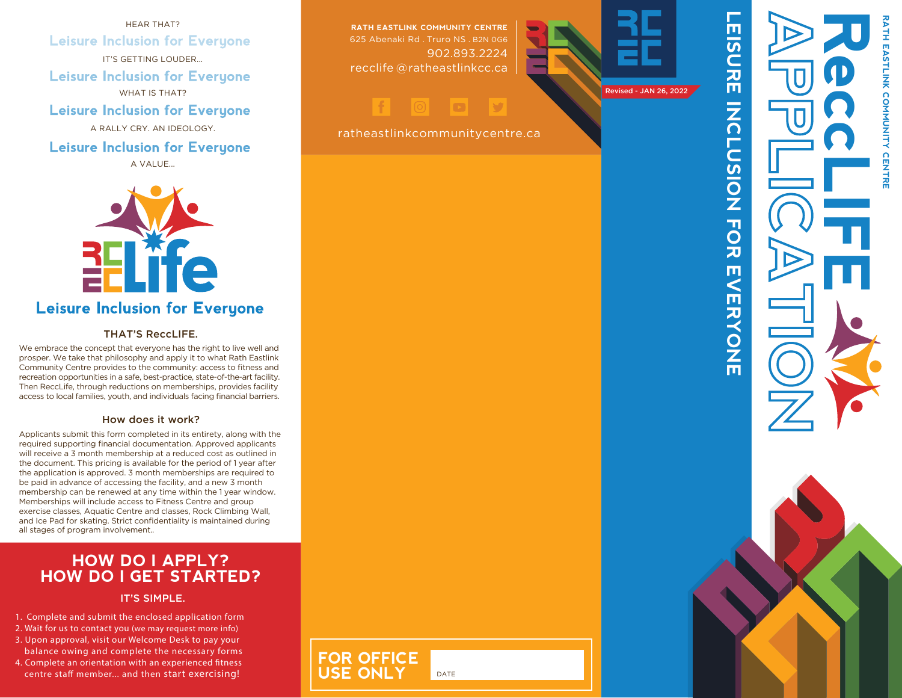HEAR THAT?

**Leisure Inclusion for Everyone**

IT'S GETTING LOUDER...

**Leisure Inclusion for Everyone**

WHAT IS THAT?

**Leisure Inclusion for Everyone**

A RALLY CRY. AN IDEOLOGY.

**Leisure Inclusion for Everyone**

A VALUE...

## Leisure Inclusion for Everyone

### THAT'S ReccLIFE.

We embrace the concept that everyone has the right to live well and prosper. We take that philosophy and apply it to what Rath Eastlink Community Centre provides to the community: access to fitness and recreation opportunities in a safe, best-practice, state-of-the-art facility. Then ReccLife, through reductions on memberships, provides facility access to local families, youth, and individuals facing financial barriers.

### How does it work?

Applicants submit this form completed in its entirety, along with the required supporting financial documentation. Approved applicants will receive a 3 month membership at a reduced cost as outlined in the document. This pricing is available for the period of 1 year after the application is approved. 3 month memberships are required to be paid in advance of accessing the facility, and a new 3 month membership can be renewed at any time within the 1 year window. Memberships will include access to Fitness Centre and group exercise classes, Aquatic Centre and classes, Rock Climbing Wall, and Ice Pad for skating. Strict confidentiality is maintained during all stages of program involvement..

## HOW DO I APPLY? HOW DO I GET STARTED?

### IT'S SIMPLE.

1. Complete and submit the enclosed application form
2. Wait for us to contact you (we may request more info)
3. Upon approval, visit our Welcome Desk to pay your balance owing and complete the necessary forms
4. Complete an orientation with an experienced fitness centre staff member... and then start exercising!

**RATH EASTLINK COMMUNITY CENTRE**
625 Abenaki Rd . Truro NS . B2N 0G6
902.893.2224
recclife @ratheastlinkcc.ca

ratheastlinkcommunitycentre.ca

**FOR OFFICE USE ONLY**

DATE

Revised - JAN 26, 2022

# LEISURE INCLUSION FOR EVERYONE

# ReccLIFE APPLICATION

RATH EASTLINK COMMUNITY CENTRE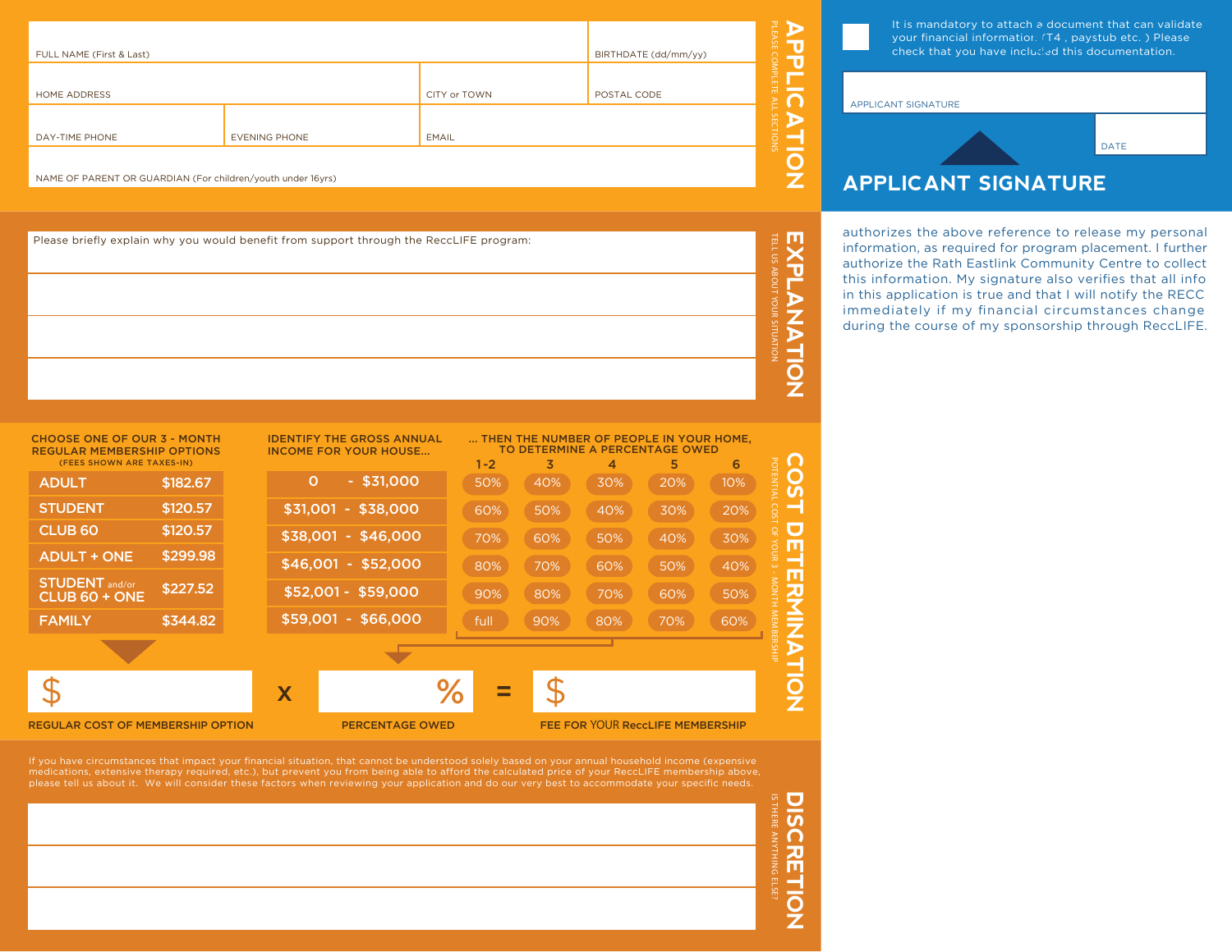## APPLICATION

PLEASE COMPLETE ALL SECTIONS

FULL NAME (First & Last)

BIRTHDATE (dd/mm/yy)

HOME ADDRESS

CITY or TOWN

POSTAL CODE

DAY-TIME PHONE

EVENING PHONE

EMAIL

NAME OF PARENT OR GUARDIAN (For children/youth under 16yrs)

## EXPLANATION

TELL US ABOUT YOUR SITUATION

Please briefly explain why you would benefit from support through the ReccLIFE program:

## COST DETERMINATION

POTENTIAL COST OF YOUR 3 - MONTH MEMBERSHIP

**CHOOSE ONE OF OUR 3 - MONTH REGULAR MEMBERSHIP OPTIONS**
(FEES SHOWN ARE TAXES-IN)

| | |
|---|---|
| ADULT | $182.67 |
| STUDENT | $120.57 |
| CLUB 60 | $120.57 |
| ADULT + ONE | $299.98 |
| STUDENT and/or CLUB 60 + ONE | $227.52 |
| FAMILY | $344.82 |

**IDENTIFY THE GROSS ANNUAL INCOME FOR YOUR HOUSE... ... THEN THE NUMBER OF PEOPLE IN YOUR HOME, TO DETERMINE A PERCENTAGE OWED**

| Income | 1-2 | 3 | 4 | 5 | 6 |
|---|---|---|---|---|---|
| 0 - $31,000 | 50% | 40% | 30% | 20% | 10% |
| $31,001 - $38,000 | 60% | 50% | 40% | 30% | 20% |
| $38,001 - $46,000 | 70% | 60% | 50% | 40% | 30% |
| $46,001 - $52,000 | 80% | 70% | 60% | 50% | 40% |
| $52,001 - $59,000 | 90% | 80% | 70% | 60% | 50% |
| $59,001 - $66,000 | full | 90% | 80% | 70% | 60% |

$ ______ x ______ % = $ ______

REGULAR COST OF MEMBERSHIP OPTION x PERCENTAGE OWED = FEE FOR YOUR ReccLIFE MEMBERSHIP

## DISCRETION

IS THERE ANYTHING ELSE?

If you have circumstances that impact your financial situation, that cannot be understood solely based on your annual household income (expensive medications, extensive therapy required, etc.), but prevent you from being able to afford the calculated price of your ReccLIFE membership above, please tell us about it. We will consider these factors when reviewing your application and do our very best to accommodate your specific needs.

## APPLICANT SIGNATURE

☐ It is mandatory to attach a document that can validate your financial information (T4, paystub etc.) Please check that you have included this documentation.

APPLICANT SIGNATURE

DATE

authorizes the above reference to release my personal information, as required for program placement. I further authorize the Rath Eastlink Community Centre to collect this information. My signature also verifies that all info in this application is true and that I will notify the RECC immediately if my financial circumstances change during the course of my sponsorship through ReccLIFE.